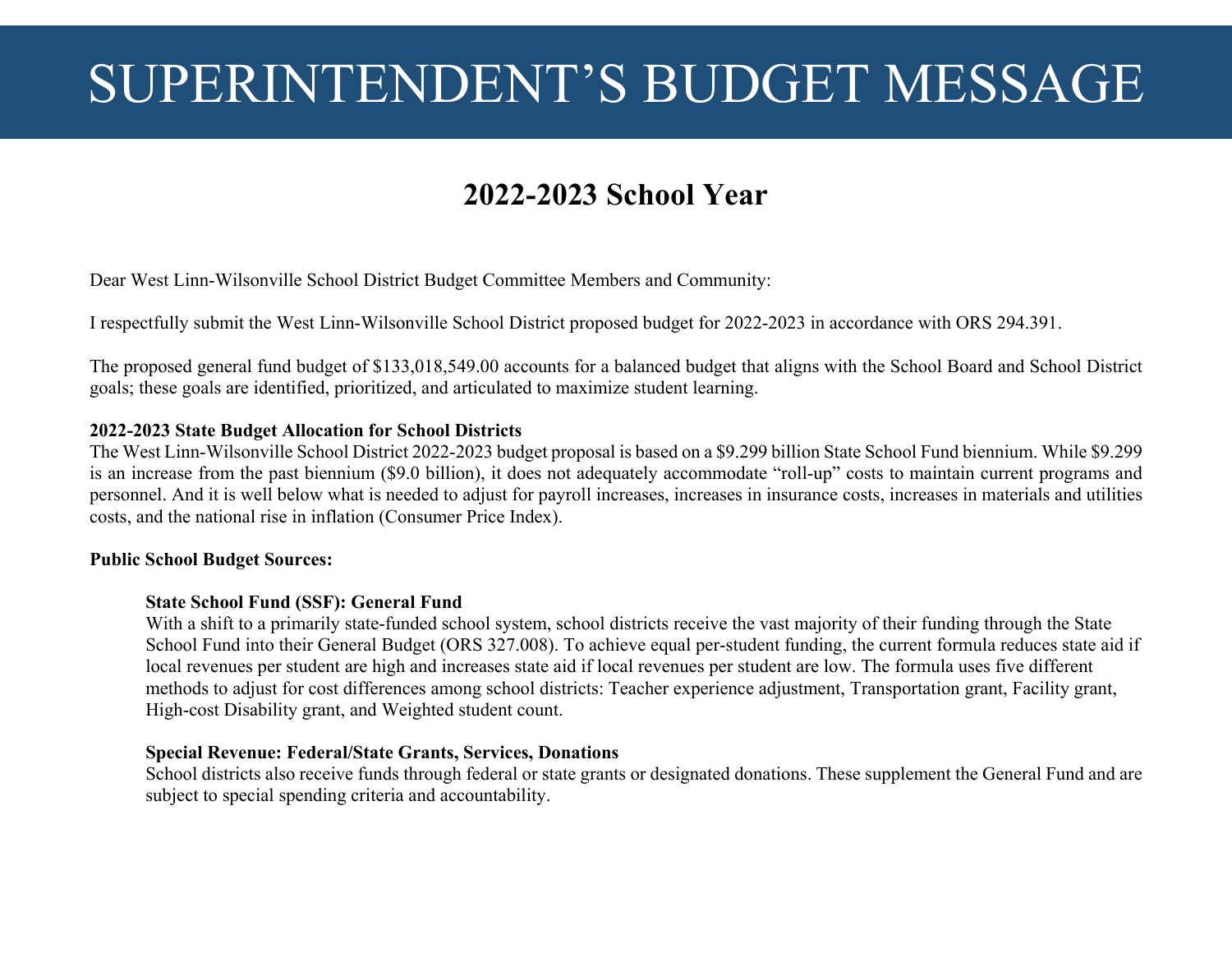# SUPERINTENDENT'S BUDGET MESSAGE

## 2022-2023 School Year

Dear West Linn-Wilsonville School District Budget Committee Members and Community:

I respectfully submit the West Linn-Wilsonville School District proposed budget for 2022-2023 in accordance with ORS 294.391.

The proposed general fund budget of $133,018,549.00 accounts for a balanced budget that aligns with the School Board and School District goals; these goals are identified, prioritized, and articulated to maximize student learning.

**2022-2023 State Budget Allocation for School Districts**

The West Linn-Wilsonville School District 2022-2023 budget proposal is based on a $9.299 billion State School Fund biennium. While $9.299 is an increase from the past biennium ($9.0 billion), it does not adequately accommodate "roll-up" costs to maintain current programs and personnel. And it is well below what is needed to adjust for payroll increases, increases in insurance costs, increases in materials and utilities costs, and the national rise in inflation (Consumer Price Index).

**Public School Budget Sources:**

**State School Fund (SSF): General Fund**

With a shift to a primarily state-funded school system, school districts receive the vast majority of their funding through the State School Fund into their General Budget (ORS 327.008). To achieve equal per-student funding, the current formula reduces state aid if local revenues per student are high and increases state aid if local revenues per student are low. The formula uses five different methods to adjust for cost differences among school districts: Teacher experience adjustment, Transportation grant, Facility grant, High-cost Disability grant, and Weighted student count.

**Special Revenue: Federal/State Grants, Services, Donations**

School districts also receive funds through federal or state grants or designated donations. These supplement the General Fund and are subject to special spending criteria and accountability.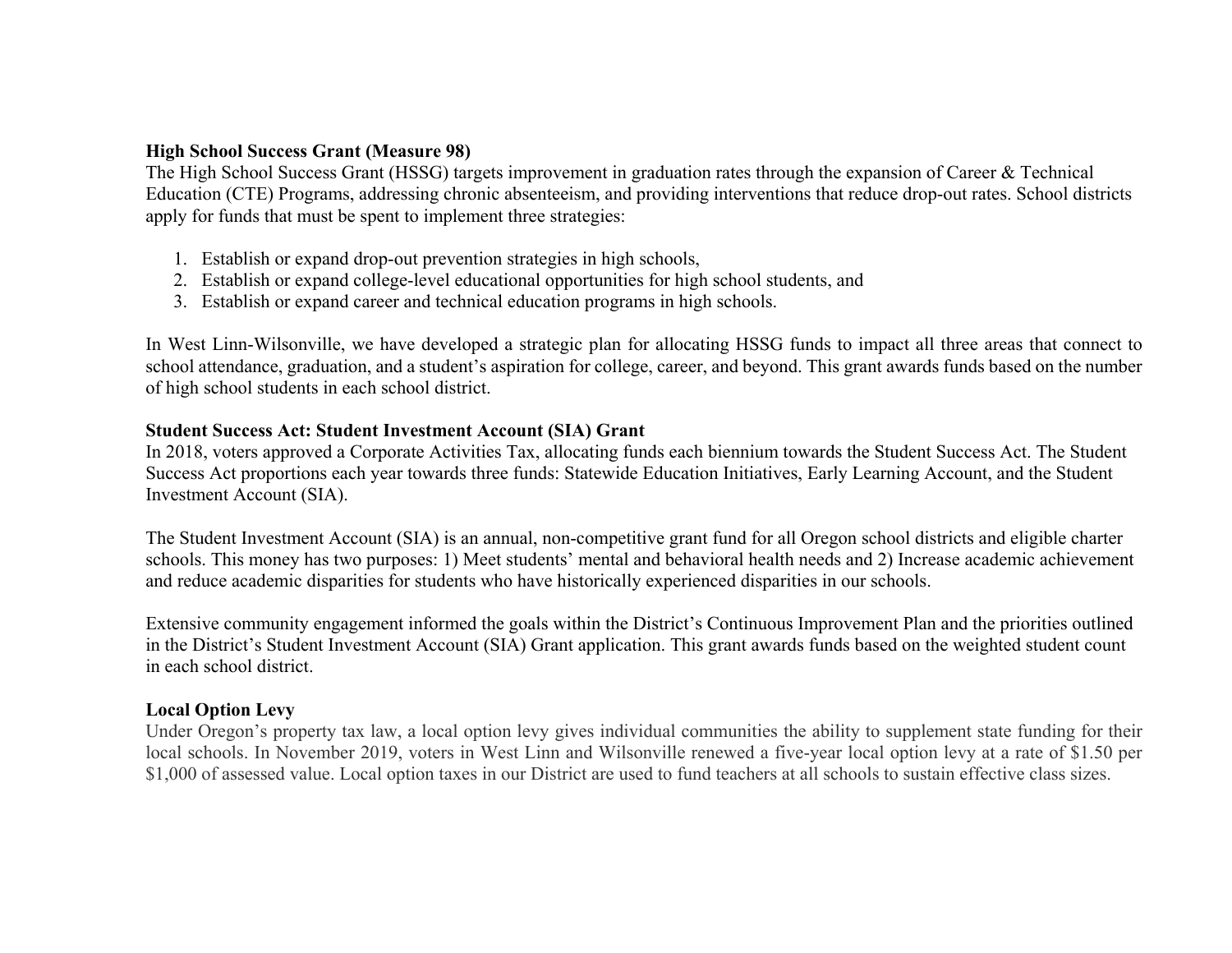**High School Success Grant (Measure 98)**

The High School Success Grant (HSSG) targets improvement in graduation rates through the expansion of Career & Technical Education (CTE) Programs, addressing chronic absenteeism, and providing interventions that reduce drop-out rates. School districts apply for funds that must be spent to implement three strategies:

1. Establish or expand drop-out prevention strategies in high schools,
2. Establish or expand college-level educational opportunities for high school students, and
3. Establish or expand career and technical education programs in high schools.

In West Linn-Wilsonville, we have developed a strategic plan for allocating HSSG funds to impact all three areas that connect to school attendance, graduation, and a student's aspiration for college, career, and beyond. This grant awards funds based on the number of high school students in each school district.

**Student Success Act: Student Investment Account (SIA) Grant**

In 2018, voters approved a Corporate Activities Tax, allocating funds each biennium towards the Student Success Act. The Student Success Act proportions each year towards three funds: Statewide Education Initiatives, Early Learning Account, and the Student Investment Account (SIA).

The Student Investment Account (SIA) is an annual, non-competitive grant fund for all Oregon school districts and eligible charter schools. This money has two purposes: 1) Meet students' mental and behavioral health needs and 2) Increase academic achievement and reduce academic disparities for students who have historically experienced disparities in our schools.

Extensive community engagement informed the goals within the District's Continuous Improvement Plan and the priorities outlined in the District's Student Investment Account (SIA) Grant application. This grant awards funds based on the weighted student count in each school district.

**Local Option Levy**

Under Oregon's property tax law, a local option levy gives individual communities the ability to supplement state funding for their local schools. In November 2019, voters in West Linn and Wilsonville renewed a five-year local option levy at a rate of $1.50 per $1,000 of assessed value. Local option taxes in our District are used to fund teachers at all schools to sustain effective class sizes.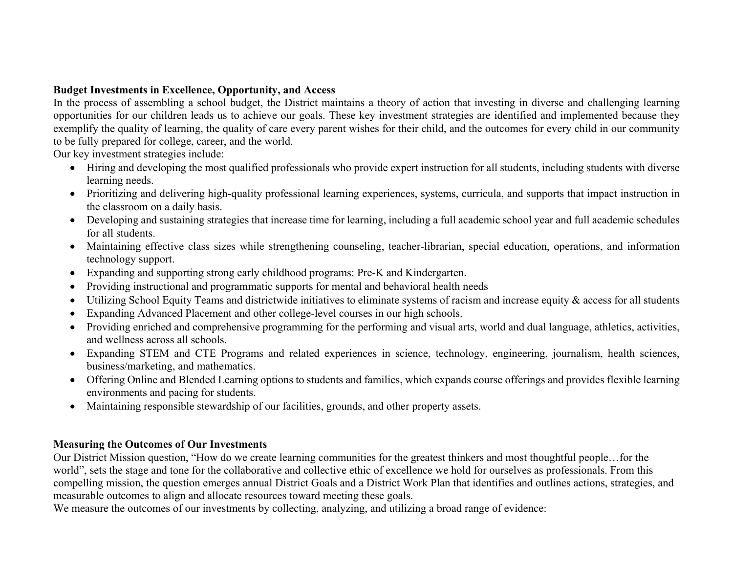**Budget Investments in Excellence, Opportunity, and Access**

In the process of assembling a school budget, the District maintains a theory of action that investing in diverse and challenging learning opportunities for our children leads us to achieve our goals. These key investment strategies are identified and implemented because they exemplify the quality of learning, the quality of care every parent wishes for their child, and the outcomes for every child in our community to be fully prepared for college, career, and the world.

Our key investment strategies include:

- Hiring and developing the most qualified professionals who provide expert instruction for all students, including students with diverse learning needs.
- Prioritizing and delivering high-quality professional learning experiences, systems, curricula, and supports that impact instruction in the classroom on a daily basis.
- Developing and sustaining strategies that increase time for learning, including a full academic school year and full academic schedules for all students.
- Maintaining effective class sizes while strengthening counseling, teacher-librarian, special education, operations, and information technology support.
- Expanding and supporting strong early childhood programs: Pre-K and Kindergarten.
- Providing instructional and programmatic supports for mental and behavioral health needs
- Utilizing School Equity Teams and districtwide initiatives to eliminate systems of racism and increase equity & access for all students
- Expanding Advanced Placement and other college-level courses in our high schools.
- Providing enriched and comprehensive programming for the performing and visual arts, world and dual language, athletics, activities, and wellness across all schools.
- Expanding STEM and CTE Programs and related experiences in science, technology, engineering, journalism, health sciences, business/marketing, and mathematics.
- Offering Online and Blended Learning options to students and families, which expands course offerings and provides flexible learning environments and pacing for students.
- Maintaining responsible stewardship of our facilities, grounds, and other property assets.

**Measuring the Outcomes of Our Investments**

Our District Mission question, "How do we create learning communities for the greatest thinkers and most thoughtful people…for the world", sets the stage and tone for the collaborative and collective ethic of excellence we hold for ourselves as professionals. From this compelling mission, the question emerges annual District Goals and a District Work Plan that identifies and outlines actions, strategies, and measurable outcomes to align and allocate resources toward meeting these goals.

We measure the outcomes of our investments by collecting, analyzing, and utilizing a broad range of evidence: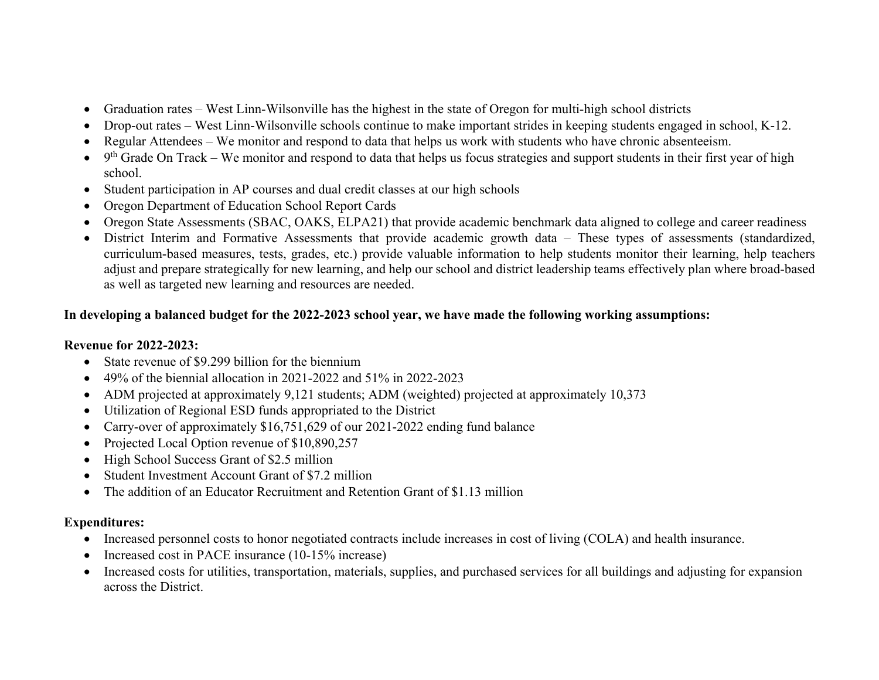- Graduation rates – West Linn-Wilsonville has the highest in the state of Oregon for multi-high school districts
- Drop-out rates – West Linn-Wilsonville schools continue to make important strides in keeping students engaged in school, K-12.
- Regular Attendees – We monitor and respond to data that helps us work with students who have chronic absenteeism.
- 9th Grade On Track – We monitor and respond to data that helps us focus strategies and support students in their first year of high school.
- Student participation in AP courses and dual credit classes at our high schools
- Oregon Department of Education School Report Cards
- Oregon State Assessments (SBAC, OAKS, ELPA21) that provide academic benchmark data aligned to college and career readiness
- District Interim and Formative Assessments that provide academic growth data – These types of assessments (standardized, curriculum-based measures, tests, grades, etc.) provide valuable information to help students monitor their learning, help teachers adjust and prepare strategically for new learning, and help our school and district leadership teams effectively plan where broad-based as well as targeted new learning and resources are needed.

**In developing a balanced budget for the 2022-2023 school year, we have made the following working assumptions:**

**Revenue for 2022-2023:**

- State revenue of $9.299 billion for the biennium
- 49% of the biennial allocation in 2021-2022 and 51% in 2022-2023
- ADM projected at approximately 9,121 students; ADM (weighted) projected at approximately 10,373
- Utilization of Regional ESD funds appropriated to the District
- Carry-over of approximately $16,751,629 of our 2021-2022 ending fund balance
- Projected Local Option revenue of $10,890,257
- High School Success Grant of $2.5 million
- Student Investment Account Grant of $7.2 million
- The addition of an Educator Recruitment and Retention Grant of $1.13 million

**Expenditures:**

- Increased personnel costs to honor negotiated contracts include increases in cost of living (COLA) and health insurance.
- Increased cost in PACE insurance (10-15% increase)
- Increased costs for utilities, transportation, materials, supplies, and purchased services for all buildings and adjusting for expansion across the District.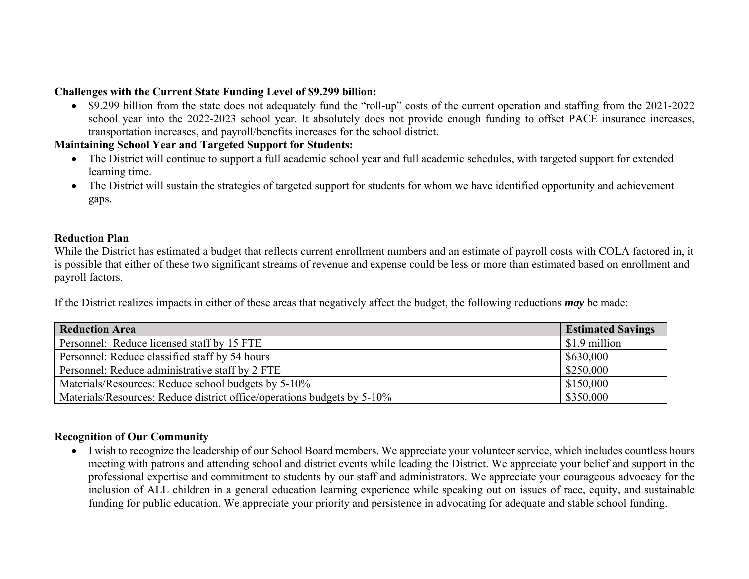**Challenges with the Current State Funding Level of $9.299 billion:**

- $9.299 billion from the state does not adequately fund the "roll-up" costs of the current operation and staffing from the 2021-2022 school year into the 2022-2023 school year. It absolutely does not provide enough funding to offset PACE insurance increases, transportation increases, and payroll/benefits increases for the school district.

**Maintaining School Year and Targeted Support for Students:**

- The District will continue to support a full academic school year and full academic schedules, with targeted support for extended learning time.
- The District will sustain the strategies of targeted support for students for whom we have identified opportunity and achievement gaps.

**Reduction Plan**

While the District has estimated a budget that reflects current enrollment numbers and an estimate of payroll costs with COLA factored in, it is possible that either of these two significant streams of revenue and expense could be less or more than estimated based on enrollment and payroll factors.

If the District realizes impacts in either of these areas that negatively affect the budget, the following reductions ***may*** be made:

| Reduction Area | Estimated Savings |
| --- | --- |
| Personnel: Reduce licensed staff by 15 FTE | $1.9 million |
| Personnel: Reduce classified staff by 54 hours | $630,000 |
| Personnel: Reduce administrative staff by 2 FTE | $250,000 |
| Materials/Resources: Reduce school budgets by 5-10% | $150,000 |
| Materials/Resources: Reduce district office/operations budgets by 5-10% | $350,000 |

**Recognition of Our Community**

- I wish to recognize the leadership of our School Board members. We appreciate your volunteer service, which includes countless hours meeting with patrons and attending school and district events while leading the District. We appreciate your belief and support in the professional expertise and commitment to students by our staff and administrators. We appreciate your courageous advocacy for the inclusion of ALL children in a general education learning experience while speaking out on issues of race, equity, and sustainable funding for public education. We appreciate your priority and persistence in advocating for adequate and stable school funding.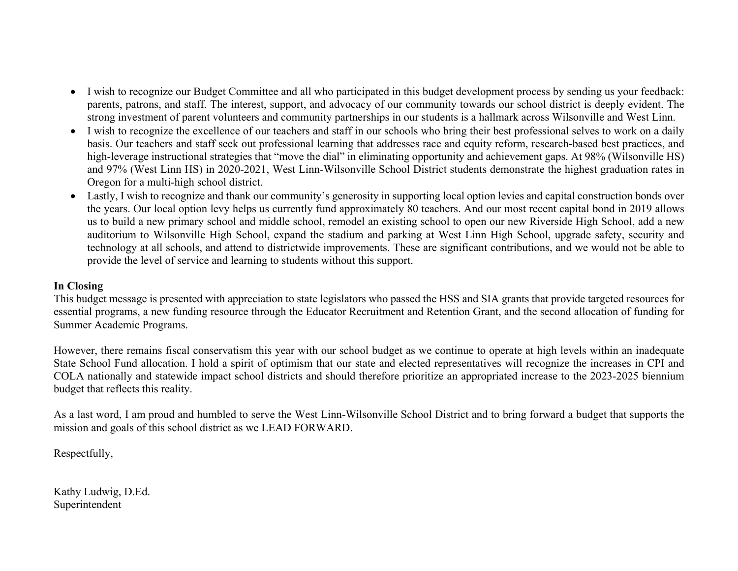- I wish to recognize our Budget Committee and all who participated in this budget development process by sending us your feedback: parents, patrons, and staff. The interest, support, and advocacy of our community towards our school district is deeply evident. The strong investment of parent volunteers and community partnerships in our students is a hallmark across Wilsonville and West Linn.
- I wish to recognize the excellence of our teachers and staff in our schools who bring their best professional selves to work on a daily basis. Our teachers and staff seek out professional learning that addresses race and equity reform, research-based best practices, and high-leverage instructional strategies that "move the dial" in eliminating opportunity and achievement gaps. At 98% (Wilsonville HS) and 97% (West Linn HS) in 2020-2021, West Linn-Wilsonville School District students demonstrate the highest graduation rates in Oregon for a multi-high school district.
- Lastly, I wish to recognize and thank our community's generosity in supporting local option levies and capital construction bonds over the years. Our local option levy helps us currently fund approximately 80 teachers. And our most recent capital bond in 2019 allows us to build a new primary school and middle school, remodel an existing school to open our new Riverside High School, add a new auditorium to Wilsonville High School, expand the stadium and parking at West Linn High School, upgrade safety, security and technology at all schools, and attend to districtwide improvements. These are significant contributions, and we would not be able to provide the level of service and learning to students without this support.

**In Closing**

This budget message is presented with appreciation to state legislators who passed the HSS and SIA grants that provide targeted resources for essential programs, a new funding resource through the Educator Recruitment and Retention Grant, and the second allocation of funding for Summer Academic Programs.

However, there remains fiscal conservatism this year with our school budget as we continue to operate at high levels within an inadequate State School Fund allocation. I hold a spirit of optimism that our state and elected representatives will recognize the increases in CPI and COLA nationally and statewide impact school districts and should therefore prioritize an appropriated increase to the 2023-2025 biennium budget that reflects this reality.

As a last word, I am proud and humbled to serve the West Linn-Wilsonville School District and to bring forward a budget that supports the mission and goals of this school district as we LEAD FORWARD.

Respectfully,

Kathy Ludwig, D.Ed.
Superintendent